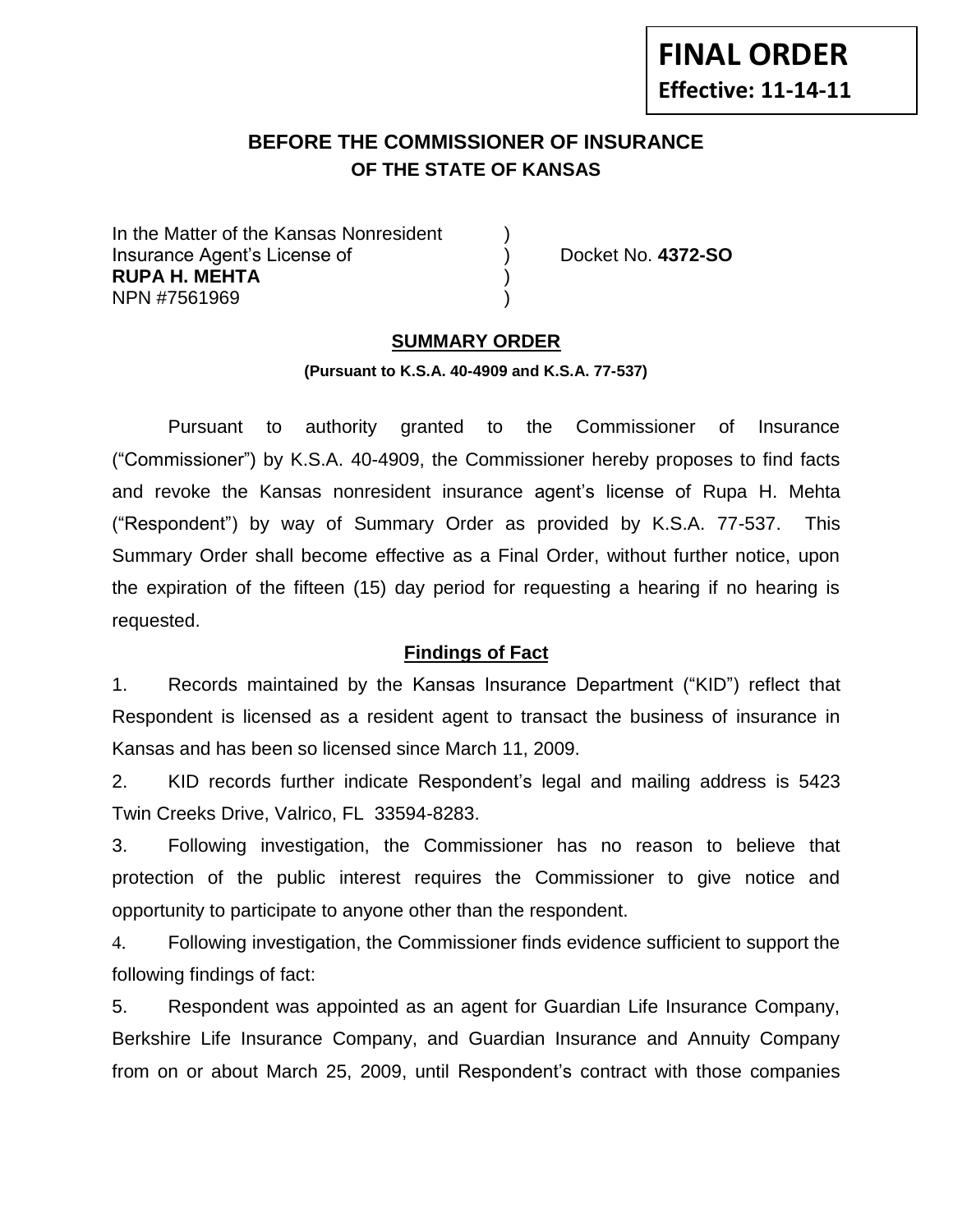**FINAL ORDER**
**Effective: 11-14-11**

## BEFORE THE COMMISSIONER OF INSURANCE
### OF THE STATE OF KANSAS

In the Matter of the Kansas Nonresident )
Insurance Agent's License of ) Docket No. **4372-SO**
**RUPA H. MEHTA** )
NPN #7561969 )

**SUMMARY ORDER**

**(Pursuant to K.S.A. 40-4909 and K.S.A. 77-537)**

Pursuant to authority granted to the Commissioner of Insurance ("Commissioner") by K.S.A. 40-4909, the Commissioner hereby proposes to find facts and revoke the Kansas nonresident insurance agent's license of Rupa H. Mehta ("Respondent") by way of Summary Order as provided by K.S.A. 77-537. This Summary Order shall become effective as a Final Order, without further notice, upon the expiration of the fifteen (15) day period for requesting a hearing if no hearing is requested.

**Findings of Fact**

1. Records maintained by the Kansas Insurance Department ("KID") reflect that Respondent is licensed as a resident agent to transact the business of insurance in Kansas and has been so licensed since March 11, 2009.

2. KID records further indicate Respondent's legal and mailing address is 5423 Twin Creeks Drive, Valrico, FL 33594-8283.

3. Following investigation, the Commissioner has no reason to believe that protection of the public interest requires the Commissioner to give notice and opportunity to participate to anyone other than the respondent.

4. Following investigation, the Commissioner finds evidence sufficient to support the following findings of fact:

5. Respondent was appointed as an agent for Guardian Life Insurance Company, Berkshire Life Insurance Company, and Guardian Insurance and Annuity Company from on or about March 25, 2009, until Respondent's contract with those companies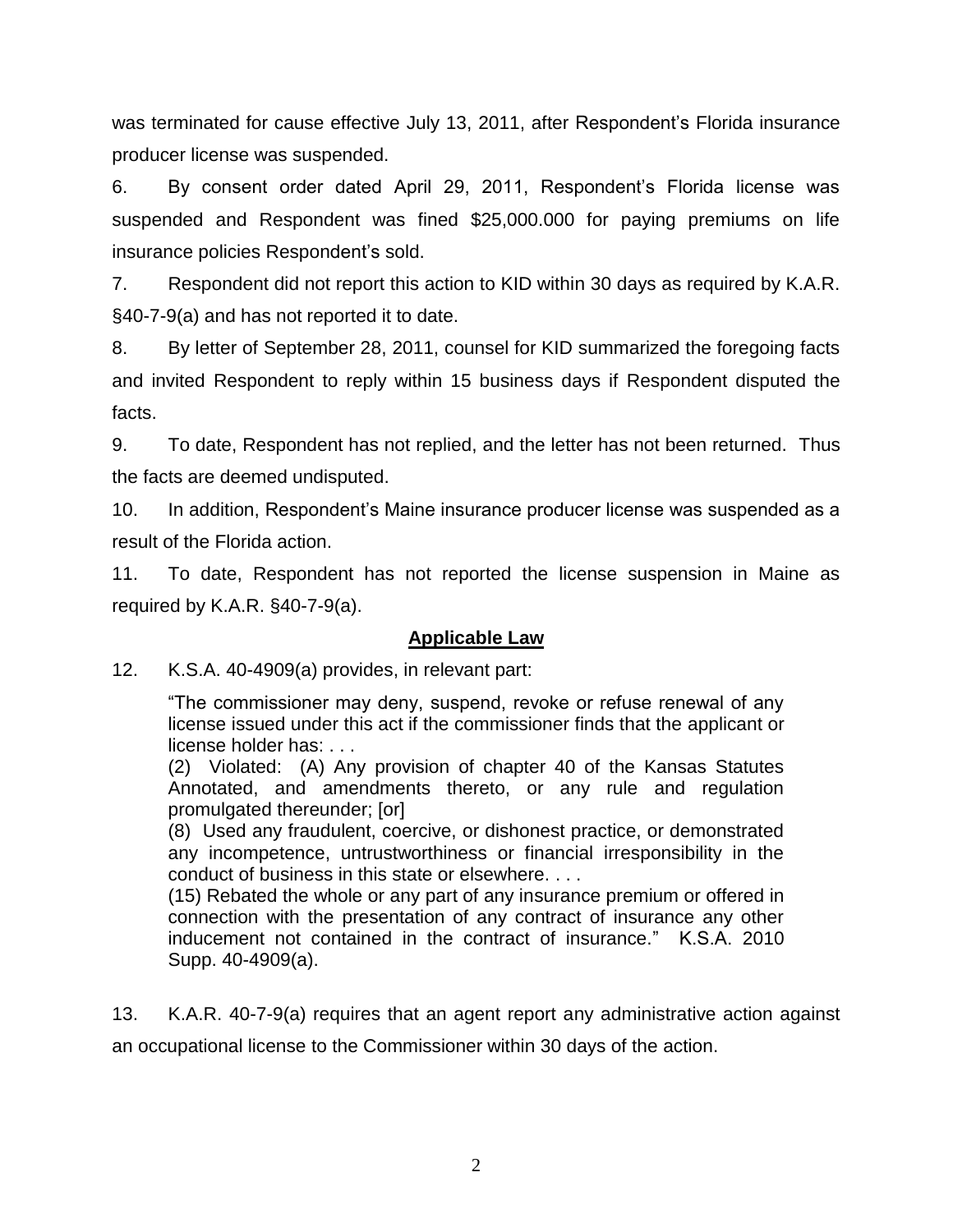was terminated for cause effective July 13, 2011, after Respondent's Florida insurance producer license was suspended.

6. By consent order dated April 29, 2011, Respondent's Florida license was suspended and Respondent was fined $25,000.000 for paying premiums on life insurance policies Respondent's sold.

7. Respondent did not report this action to KID within 30 days as required by K.A.R. §40-7-9(a) and has not reported it to date.

8. By letter of September 28, 2011, counsel for KID summarized the foregoing facts and invited Respondent to reply within 15 business days if Respondent disputed the facts.

9. To date, Respondent has not replied, and the letter has not been returned. Thus the facts are deemed undisputed.

10. In addition, Respondent's Maine insurance producer license was suspended as a result of the Florida action.

11. To date, Respondent has not reported the license suspension in Maine as required by K.A.R. §40-7-9(a).

## Applicable Law

12. K.S.A. 40-4909(a) provides, in relevant part:

> "The commissioner may deny, suspend, revoke or refuse renewal of any license issued under this act if the commissioner finds that the applicant or license holder has: . . .
>
> (2) Violated: (A) Any provision of chapter 40 of the Kansas Statutes Annotated, and amendments thereto, or any rule and regulation promulgated thereunder; [or]
>
> (8) Used any fraudulent, coercive, or dishonest practice, or demonstrated any incompetence, untrustworthiness or financial irresponsibility in the conduct of business in this state or elsewhere. . . .
>
> (15) Rebated the whole or any part of any insurance premium or offered in connection with the presentation of any contract of insurance any other inducement not contained in the contract of insurance." K.S.A. 2010 Supp. 40-4909(a).

13. K.A.R. 40-7-9(a) requires that an agent report any administrative action against an occupational license to the Commissioner within 30 days of the action.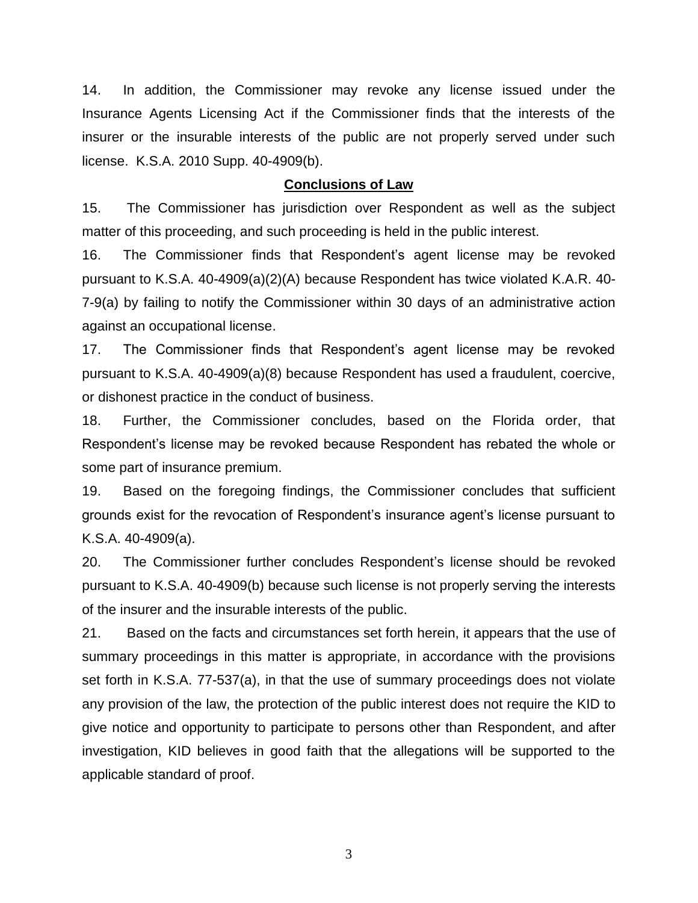14. In addition, the Commissioner may revoke any license issued under the Insurance Agents Licensing Act if the Commissioner finds that the interests of the insurer or the insurable interests of the public are not properly served under such license. K.S.A. 2010 Supp. 40-4909(b).

## **Conclusions of Law**

15. The Commissioner has jurisdiction over Respondent as well as the subject matter of this proceeding, and such proceeding is held in the public interest.

16. The Commissioner finds that Respondent's agent license may be revoked pursuant to K.S.A. 40-4909(a)(2)(A) because Respondent has twice violated K.A.R. 40-7-9(a) by failing to notify the Commissioner within 30 days of an administrative action against an occupational license.

17. The Commissioner finds that Respondent's agent license may be revoked pursuant to K.S.A. 40-4909(a)(8) because Respondent has used a fraudulent, coercive, or dishonest practice in the conduct of business.

18. Further, the Commissioner concludes, based on the Florida order, that Respondent's license may be revoked because Respondent has rebated the whole or some part of insurance premium.

19. Based on the foregoing findings, the Commissioner concludes that sufficient grounds exist for the revocation of Respondent's insurance agent's license pursuant to K.S.A. 40-4909(a).

20. The Commissioner further concludes Respondent's license should be revoked pursuant to K.S.A. 40-4909(b) because such license is not properly serving the interests of the insurer and the insurable interests of the public.

21. Based on the facts and circumstances set forth herein, it appears that the use of summary proceedings in this matter is appropriate, in accordance with the provisions set forth in K.S.A. 77-537(a), in that the use of summary proceedings does not violate any provision of the law, the protection of the public interest does not require the KID to give notice and opportunity to participate to persons other than Respondent, and after investigation, KID believes in good faith that the allegations will be supported to the applicable standard of proof.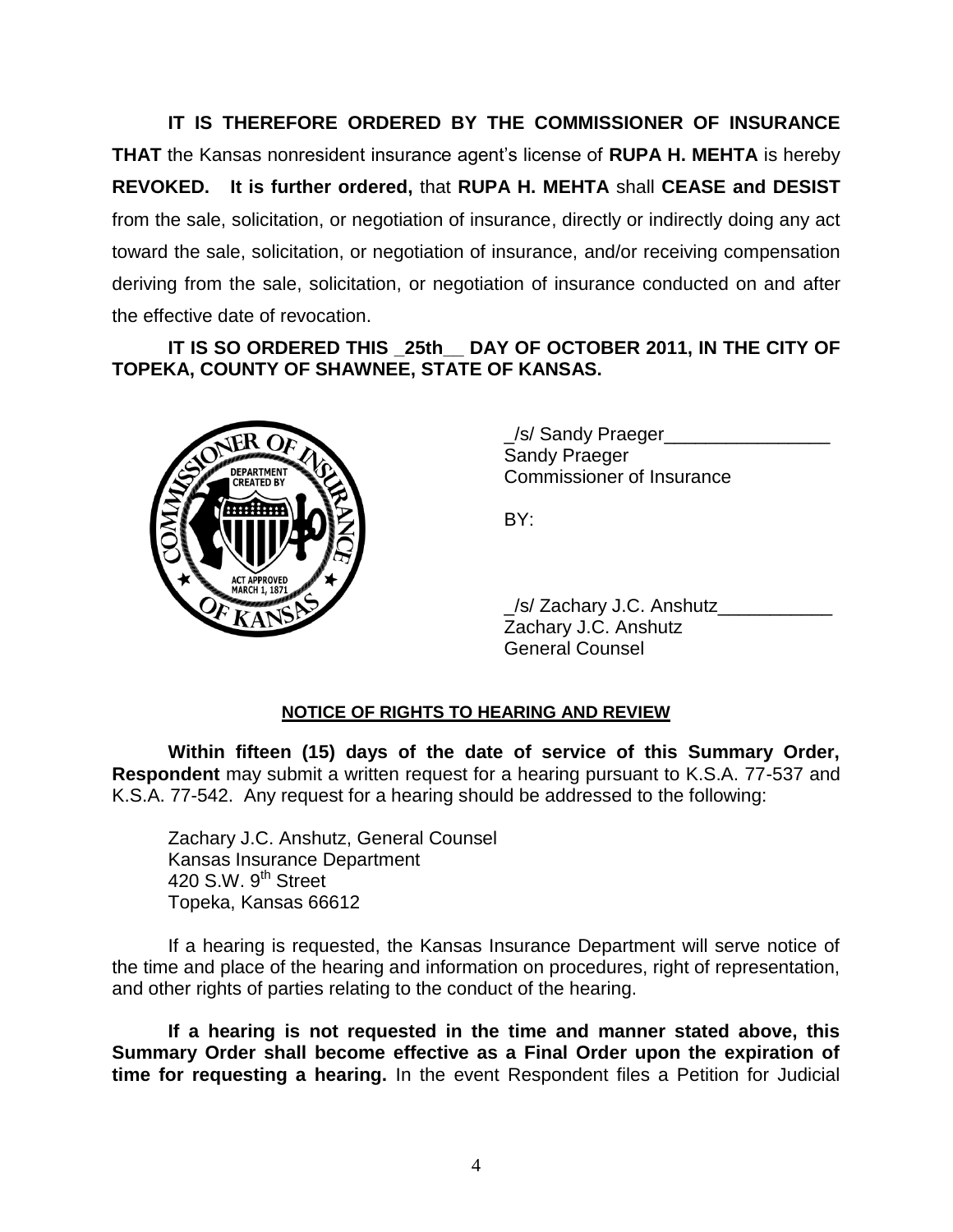**IT IS THEREFORE ORDERED BY THE COMMISSIONER OF INSURANCE THAT** the Kansas nonresident insurance agent's license of **RUPA H. MEHTA** is hereby **REVOKED. It is further ordered,** that **RUPA H. MEHTA** shall **CEASE and DESIST** from the sale, solicitation, or negotiation of insurance, directly or indirectly doing any act toward the sale, solicitation, or negotiation of insurance, and/or receiving compensation deriving from the sale, solicitation, or negotiation of insurance conducted on and after the effective date of revocation.

**IT IS SO ORDERED THIS _25th__ DAY OF OCTOBER 2011, IN THE CITY OF TOPEKA, COUNTY OF SHAWNEE, STATE OF KANSAS.**

_/s/ Sandy Praeger________________
Sandy Praeger
Commissioner of Insurance

BY:

_/s/ Zachary J.C. Anshutz___________
Zachary J.C. Anshutz
General Counsel

**NOTICE OF RIGHTS TO HEARING AND REVIEW**

**Within fifteen (15) days of the date of service of this Summary Order, Respondent** may submit a written request for a hearing pursuant to K.S.A. 77-537 and K.S.A. 77-542. Any request for a hearing should be addressed to the following:

Zachary J.C. Anshutz, General Counsel
Kansas Insurance Department
420 S.W. 9th Street
Topeka, Kansas 66612

If a hearing is requested, the Kansas Insurance Department will serve notice of the time and place of the hearing and information on procedures, right of representation, and other rights of parties relating to the conduct of the hearing.

**If a hearing is not requested in the time and manner stated above, this Summary Order shall become effective as a Final Order upon the expiration of time for requesting a hearing.** In the event Respondent files a Petition for Judicial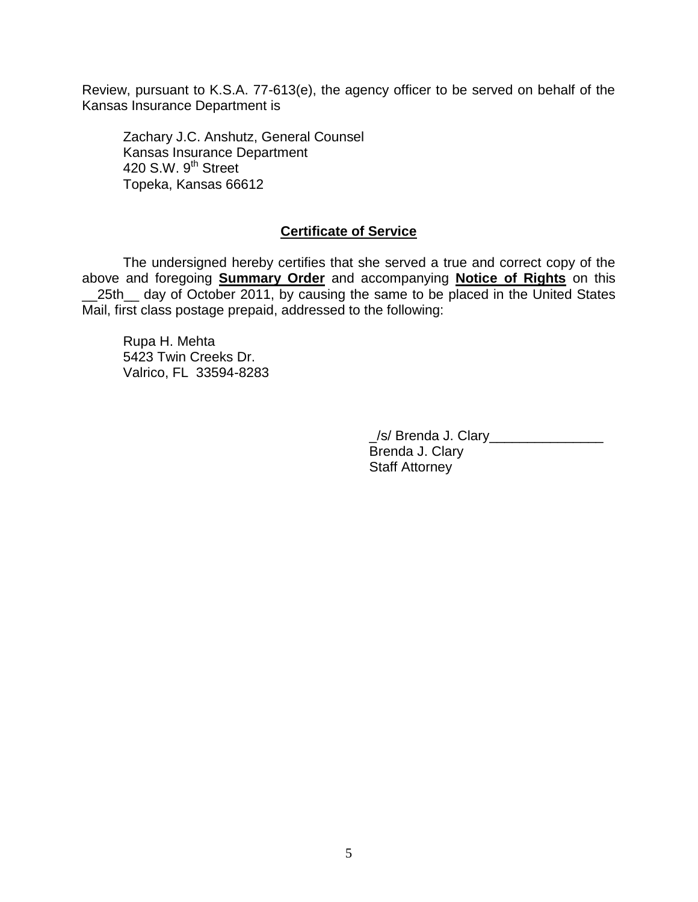Review, pursuant to K.S.A. 77-613(e), the agency officer to be served on behalf of the Kansas Insurance Department is

Zachary J.C. Anshutz, General Counsel
Kansas Insurance Department
420 S.W. 9th Street
Topeka, Kansas 66612

## Certificate of Service

The undersigned hereby certifies that she served a true and correct copy of the above and foregoing **Summary Order** and accompanying **Notice of Rights** on this __25th__ day of October 2011, by causing the same to be placed in the United States Mail, first class postage prepaid, addressed to the following:

Rupa H. Mehta
5423 Twin Creeks Dr.
Valrico, FL 33594-8283

_/s/ Brenda J. Clary_______________
Brenda J. Clary
Staff Attorney